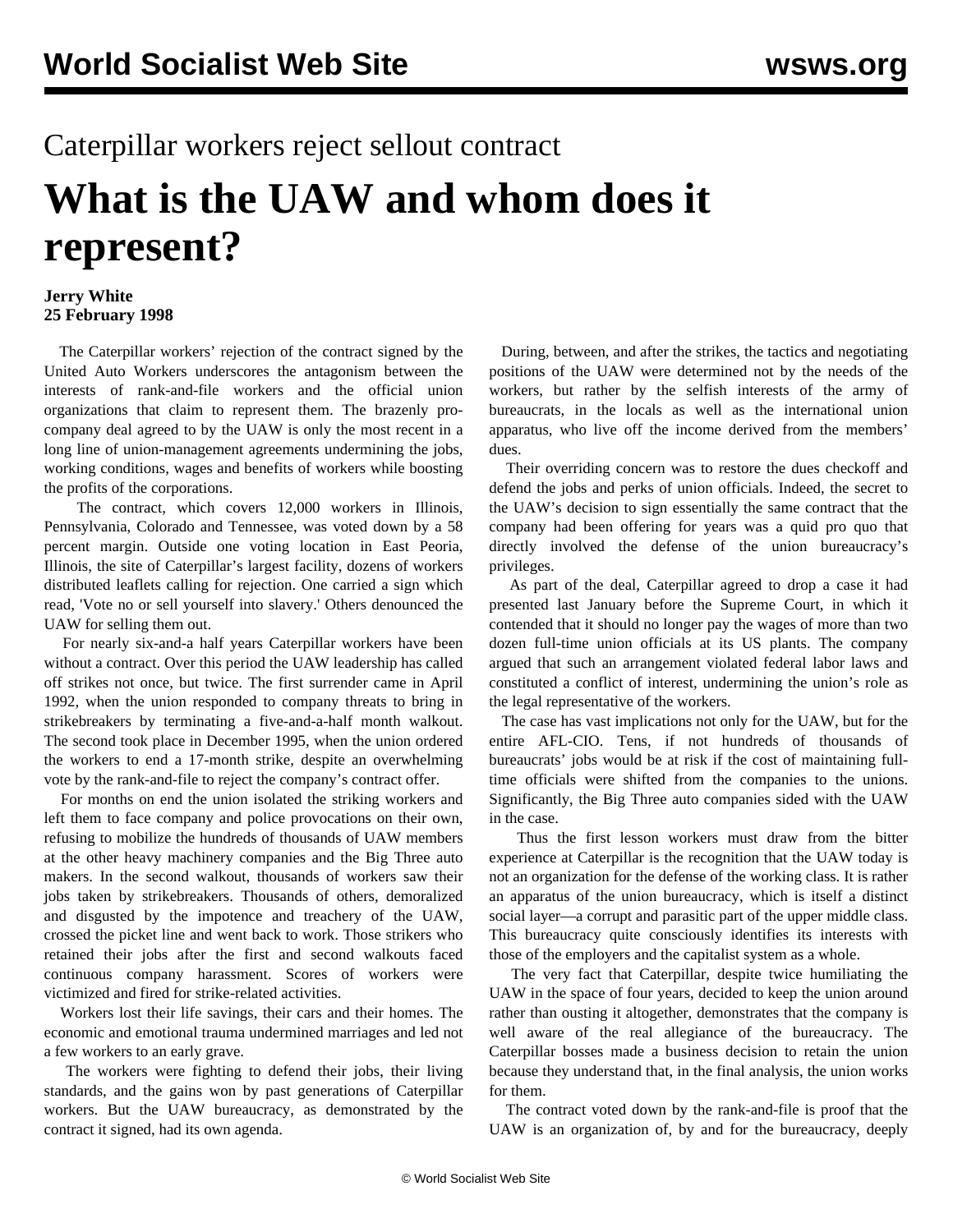Caterpillar workers reject sellout contract

# What is the UAW and whom does it represent?

**Jerry White**
**25 February 1998**

The Caterpillar workers' rejection of the contract signed by the United Auto Workers underscores the antagonism between the interests of rank-and-file workers and the official union organizations that claim to represent them. The brazenly pro-company deal agreed to by the UAW is only the most recent in a long line of union-management agreements undermining the jobs, working conditions, wages and benefits of workers while boosting the profits of the corporations.

The contract, which covers 12,000 workers in Illinois, Pennsylvania, Colorado and Tennessee, was voted down by a 58 percent margin. Outside one voting location in East Peoria, Illinois, the site of Caterpillar's largest facility, dozens of workers distributed leaflets calling for rejection. One carried a sign which read, 'Vote no or sell yourself into slavery.' Others denounced the UAW for selling them out.

For nearly six-and-a half years Caterpillar workers have been without a contract. Over this period the UAW leadership has called off strikes not once, but twice. The first surrender came in April 1992, when the union responded to company threats to bring in strikebreakers by terminating a five-and-a-half month walkout. The second took place in December 1995, when the union ordered the workers to end a 17-month strike, despite an overwhelming vote by the rank-and-file to reject the company's contract offer.

For months on end the union isolated the striking workers and left them to face company and police provocations on their own, refusing to mobilize the hundreds of thousands of UAW members at the other heavy machinery companies and the Big Three auto makers. In the second walkout, thousands of workers saw their jobs taken by strikebreakers. Thousands of others, demoralized and disgusted by the impotence and treachery of the UAW, crossed the picket line and went back to work. Those strikers who retained their jobs after the first and second walkouts faced continuous company harassment. Scores of workers were victimized and fired for strike-related activities.

Workers lost their life savings, their cars and their homes. The economic and emotional trauma undermined marriages and led not a few workers to an early grave.

The workers were fighting to defend their jobs, their living standards, and the gains won by past generations of Caterpillar workers. But the UAW bureaucracy, as demonstrated by the contract it signed, had its own agenda.

During, between, and after the strikes, the tactics and negotiating positions of the UAW were determined not by the needs of the workers, but rather by the selfish interests of the army of bureaucrats, in the locals as well as the international union apparatus, who live off the income derived from the members' dues.

Their overriding concern was to restore the dues checkoff and defend the jobs and perks of union officials. Indeed, the secret to the UAW's decision to sign essentially the same contract that the company had been offering for years was a quid pro quo that directly involved the defense of the union bureaucracy's privileges.

As part of the deal, Caterpillar agreed to drop a case it had presented last January before the Supreme Court, in which it contended that it should no longer pay the wages of more than two dozen full-time union officials at its US plants. The company argued that such an arrangement violated federal labor laws and constituted a conflict of interest, undermining the union's role as the legal representative of the workers.

The case has vast implications not only for the UAW, but for the entire AFL-CIO. Tens, if not hundreds of thousands of bureaucrats' jobs would be at risk if the cost of maintaining full-time officials were shifted from the companies to the unions. Significantly, the Big Three auto companies sided with the UAW in the case.

Thus the first lesson workers must draw from the bitter experience at Caterpillar is the recognition that the UAW today is not an organization for the defense of the working class. It is rather an apparatus of the union bureaucracy, which is itself a distinct social layer—a corrupt and parasitic part of the upper middle class. This bureaucracy quite consciously identifies its interests with those of the employers and the capitalist system as a whole.

The very fact that Caterpillar, despite twice humiliating the UAW in the space of four years, decided to keep the union around rather than ousting it altogether, demonstrates that the company is well aware of the real allegiance of the bureaucracy. The Caterpillar bosses made a business decision to retain the union because they understand that, in the final analysis, the union works for them.

The contract voted down by the rank-and-file is proof that the UAW is an organization of, by and for the bureaucracy, deeply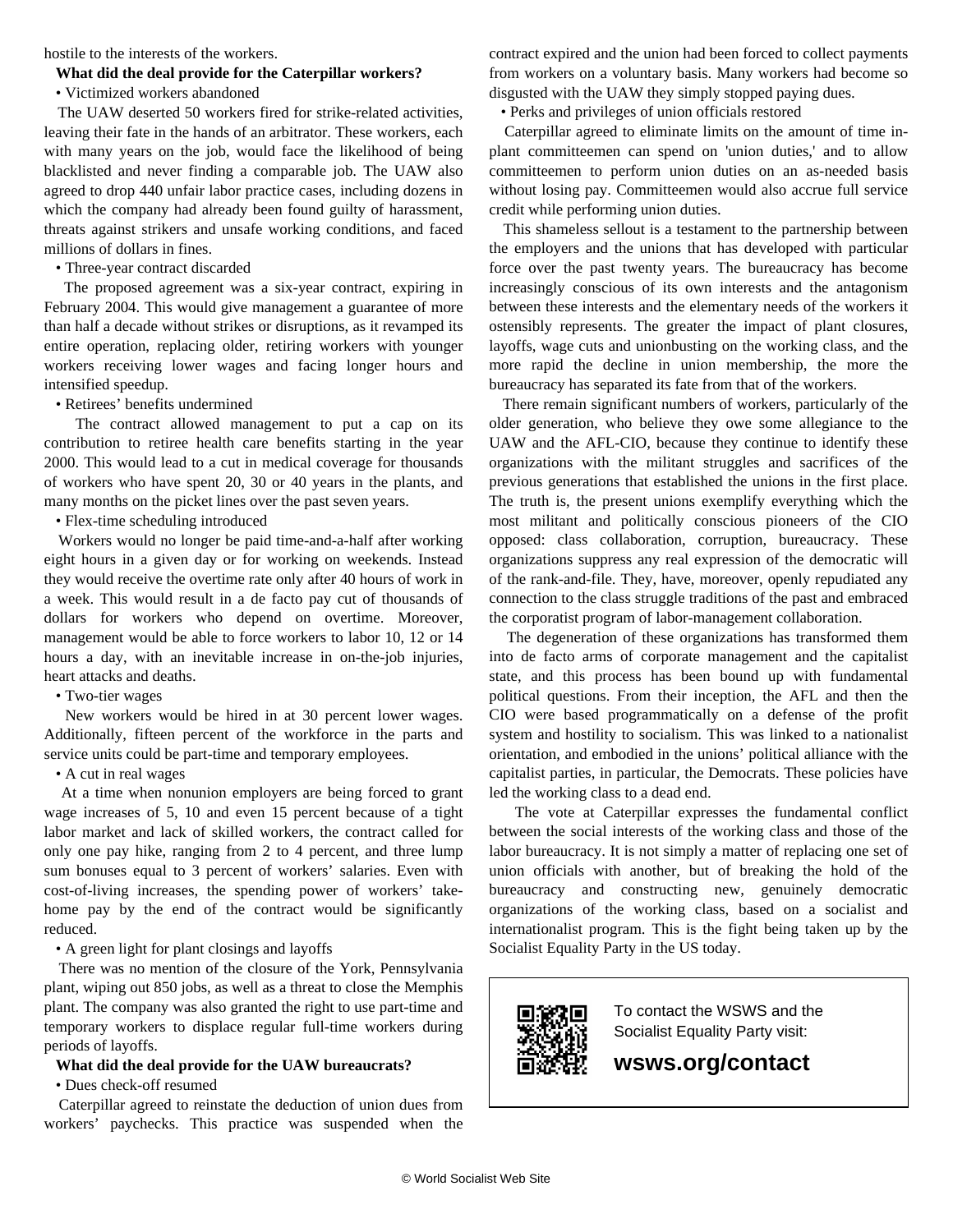hostile to the interests of the workers.

**What did the deal provide for the Caterpillar workers?**

• Victimized workers abandoned

The UAW deserted 50 workers fired for strike-related activities, leaving their fate in the hands of an arbitrator. These workers, each with many years on the job, would face the likelihood of being blacklisted and never finding a comparable job. The UAW also agreed to drop 440 unfair labor practice cases, including dozens in which the company had already been found guilty of harassment, threats against strikers and unsafe working conditions, and faced millions of dollars in fines.

• Three-year contract discarded

The proposed agreement was a six-year contract, expiring in February 2004. This would give management a guarantee of more than half a decade without strikes or disruptions, as it revamped its entire operation, replacing older, retiring workers with younger workers receiving lower wages and facing longer hours and intensified speedup.

• Retirees' benefits undermined

The contract allowed management to put a cap on its contribution to retiree health care benefits starting in the year 2000. This would lead to a cut in medical coverage for thousands of workers who have spent 20, 30 or 40 years in the plants, and many months on the picket lines over the past seven years.

• Flex-time scheduling introduced

Workers would no longer be paid time-and-a-half after working eight hours in a given day or for working on weekends. Instead they would receive the overtime rate only after 40 hours of work in a week. This would result in a de facto pay cut of thousands of dollars for workers who depend on overtime. Moreover, management would be able to force workers to labor 10, 12 or 14 hours a day, with an inevitable increase in on-the-job injuries, heart attacks and deaths.

• Two-tier wages

New workers would be hired in at 30 percent lower wages. Additionally, fifteen percent of the workforce in the parts and service units could be part-time and temporary employees.

• A cut in real wages

At a time when nonunion employers are being forced to grant wage increases of 5, 10 and even 15 percent because of a tight labor market and lack of skilled workers, the contract called for only one pay hike, ranging from 2 to 4 percent, and three lump sum bonuses equal to 3 percent of workers' salaries. Even with cost-of-living increases, the spending power of workers' take-home pay by the end of the contract would be significantly reduced.

• A green light for plant closings and layoffs

There was no mention of the closure of the York, Pennsylvania plant, wiping out 850 jobs, as well as a threat to close the Memphis plant. The company was also granted the right to use part-time and temporary workers to displace regular full-time workers during periods of layoffs.

**What did the deal provide for the UAW bureaucrats?**

• Dues check-off resumed

Caterpillar agreed to reinstate the deduction of union dues from workers' paychecks. This practice was suspended when the contract expired and the union had been forced to collect payments from workers on a voluntary basis. Many workers had become so disgusted with the UAW they simply stopped paying dues.

• Perks and privileges of union officials restored

Caterpillar agreed to eliminate limits on the amount of time in-plant committeemen can spend on 'union duties,' and to allow committeemen to perform union duties on an as-needed basis without losing pay. Committeemen would also accrue full service credit while performing union duties.

This shameless sellout is a testament to the partnership between the employers and the unions that has developed with particular force over the past twenty years. The bureaucracy has become increasingly conscious of its own interests and the antagonism between these interests and the elementary needs of the workers it ostensibly represents. The greater the impact of plant closures, layoffs, wage cuts and unionbusting on the working class, and the more rapid the decline in union membership, the more the bureaucracy has separated its fate from that of the workers.

There remain significant numbers of workers, particularly of the older generation, who believe they owe some allegiance to the UAW and the AFL-CIO, because they continue to identify these organizations with the militant struggles and sacrifices of the previous generations that established the unions in the first place. The truth is, the present unions exemplify everything which the most militant and politically conscious pioneers of the CIO opposed: class collaboration, corruption, bureaucracy. These organizations suppress any real expression of the democratic will of the rank-and-file. They, have, moreover, openly repudiated any connection to the class struggle traditions of the past and embraced the corporatist program of labor-management collaboration.

The degeneration of these organizations has transformed them into de facto arms of corporate management and the capitalist state, and this process has been bound up with fundamental political questions. From their inception, the AFL and then the CIO were based programmatically on a defense of the profit system and hostility to socialism. This was linked to a nationalist orientation, and embodied in the unions' political alliance with the capitalist parties, in particular, the Democrats. These policies have led the working class to a dead end.

The vote at Caterpillar expresses the fundamental conflict between the social interests of the working class and those of the labor bureaucracy. It is not simply a matter of replacing one set of union officials with another, but of breaking the hold of the bureaucracy and constructing new, genuinely democratic organizations of the working class, based on a socialist and internationalist program. This is the fight being taken up by the Socialist Equality Party in the US today.

To contact the WSWS and the Socialist Equality Party visit:

**wsws.org/contact**